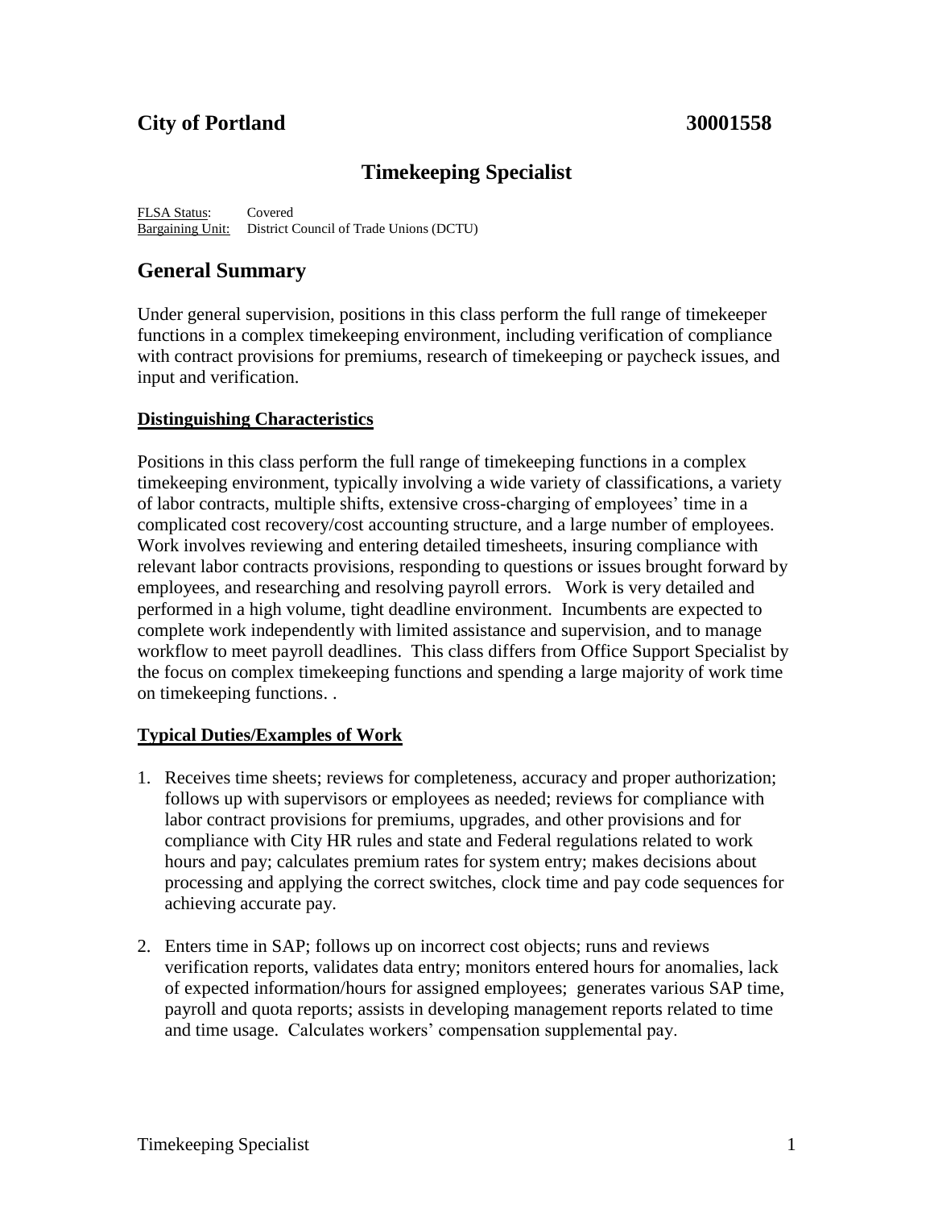# City of Portland 30001558

## Timekeeping Specialist

FLSA Status: Covered
Bargaining Unit: District Council of Trade Unions (DCTU)

## General Summary

Under general supervision, positions in this class perform the full range of timekeeper functions in a complex timekeeping environment, including verification of compliance with contract provisions for premiums, research of timekeeping or paycheck issues, and input and verification.

### Distinguishing Characteristics

Positions in this class perform the full range of timekeeping functions in a complex timekeeping environment, typically involving a wide variety of classifications, a variety of labor contracts, multiple shifts, extensive cross-charging of employees' time in a complicated cost recovery/cost accounting structure, and a large number of employees. Work involves reviewing and entering detailed timesheets, insuring compliance with relevant labor contracts provisions, responding to questions or issues brought forward by employees, and researching and resolving payroll errors. Work is very detailed and performed in a high volume, tight deadline environment. Incumbents are expected to complete work independently with limited assistance and supervision, and to manage workflow to meet payroll deadlines. This class differs from Office Support Specialist by the focus on complex timekeeping functions and spending a large majority of work time on timekeeping functions. .

### Typical Duties/Examples of Work

1. Receives time sheets; reviews for completeness, accuracy and proper authorization; follows up with supervisors or employees as needed; reviews for compliance with labor contract provisions for premiums, upgrades, and other provisions and for compliance with City HR rules and state and Federal regulations related to work hours and pay; calculates premium rates for system entry; makes decisions about processing and applying the correct switches, clock time and pay code sequences for achieving accurate pay.

2. Enters time in SAP; follows up on incorrect cost objects; runs and reviews verification reports, validates data entry; monitors entered hours for anomalies, lack of expected information/hours for assigned employees; generates various SAP time, payroll and quota reports; assists in developing management reports related to time and time usage. Calculates workers' compensation supplemental pay.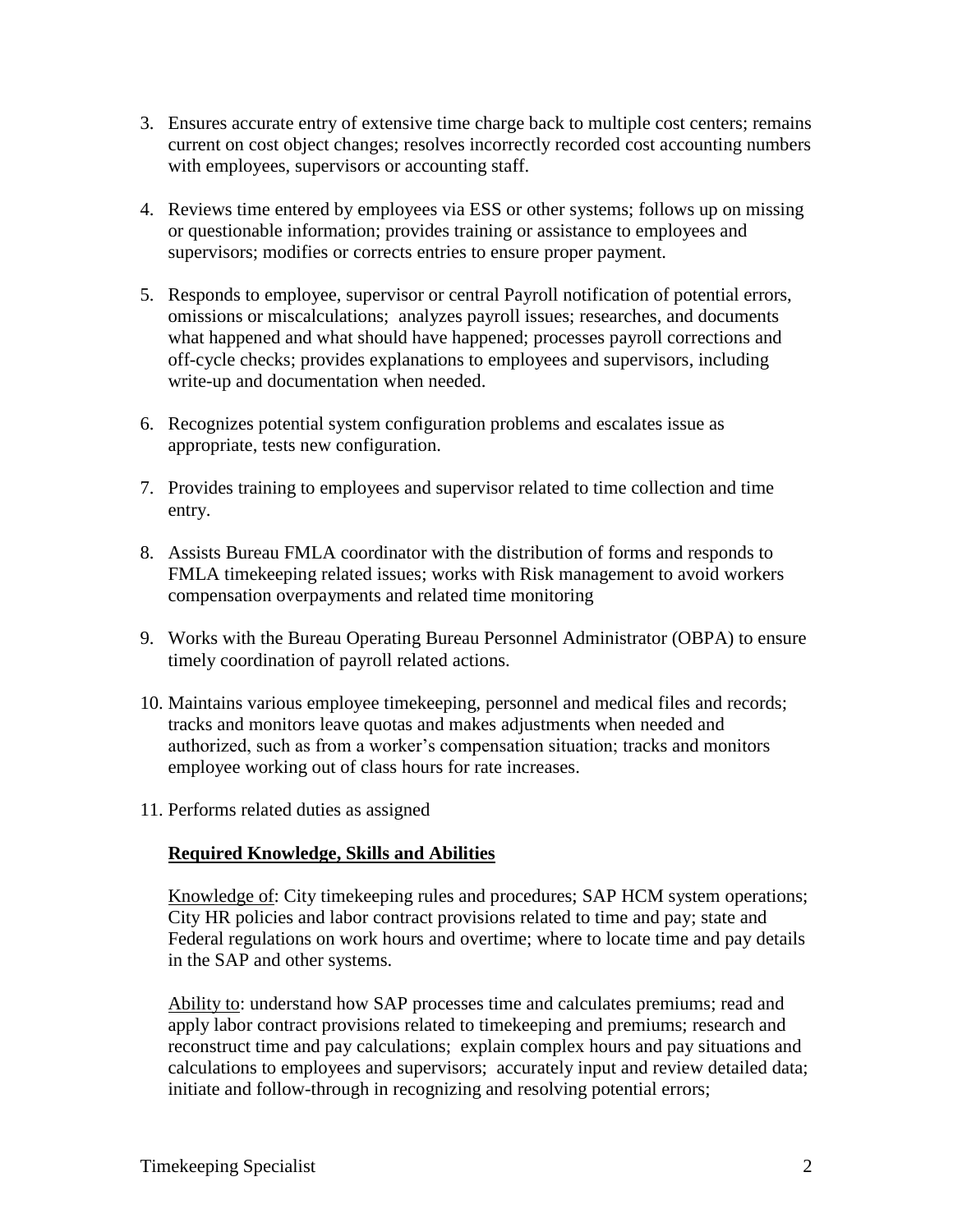3. Ensures accurate entry of extensive time charge back to multiple cost centers; remains current on cost object changes; resolves incorrectly recorded cost accounting numbers with employees, supervisors or accounting staff.

4. Reviews time entered by employees via ESS or other systems; follows up on missing or questionable information; provides training or assistance to employees and supervisors; modifies or corrects entries to ensure proper payment.

5. Responds to employee, supervisor or central Payroll notification of potential errors, omissions or miscalculations; analyzes payroll issues; researches, and documents what happened and what should have happened; processes payroll corrections and off-cycle checks; provides explanations to employees and supervisors, including write-up and documentation when needed.

6. Recognizes potential system configuration problems and escalates issue as appropriate, tests new configuration.

7. Provides training to employees and supervisor related to time collection and time entry.

8. Assists Bureau FMLA coordinator with the distribution of forms and responds to FMLA timekeeping related issues; works with Risk management to avoid workers compensation overpayments and related time monitoring

9. Works with the Bureau Operating Bureau Personnel Administrator (OBPA) to ensure timely coordination of payroll related actions.

10. Maintains various employee timekeeping, personnel and medical files and records; tracks and monitors leave quotas and makes adjustments when needed and authorized, such as from a worker's compensation situation; tracks and monitors employee working out of class hours for rate increases.

11. Performs related duties as assigned

## Required Knowledge, Skills and Abilities

Knowledge of: City timekeeping rules and procedures; SAP HCM system operations; City HR policies and labor contract provisions related to time and pay; state and Federal regulations on work hours and overtime; where to locate time and pay details in the SAP and other systems.

Ability to: understand how SAP processes time and calculates premiums; read and apply labor contract provisions related to timekeeping and premiums; research and reconstruct time and pay calculations; explain complex hours and pay situations and calculations to employees and supervisors; accurately input and review detailed data; initiate and follow-through in recognizing and resolving potential errors;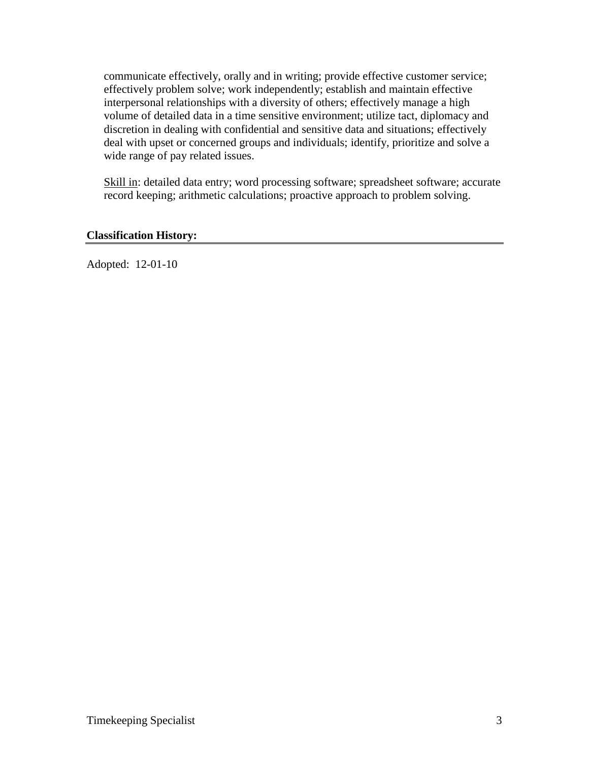communicate effectively, orally and in writing; provide effective customer service; effectively problem solve; work independently; establish and maintain effective interpersonal relationships with a diversity of others; effectively manage a high volume of detailed data in a time sensitive environment; utilize tact, diplomacy and discretion in dealing with confidential and sensitive data and situations; effectively deal with upset or concerned groups and individuals; identify, prioritize and solve a wide range of pay related issues.

<u>Skill in</u>: detailed data entry; word processing software; spreadsheet software; accurate record keeping; arithmetic calculations; proactive approach to problem solving.

**Classification History:**

Adopted: 12-01-10